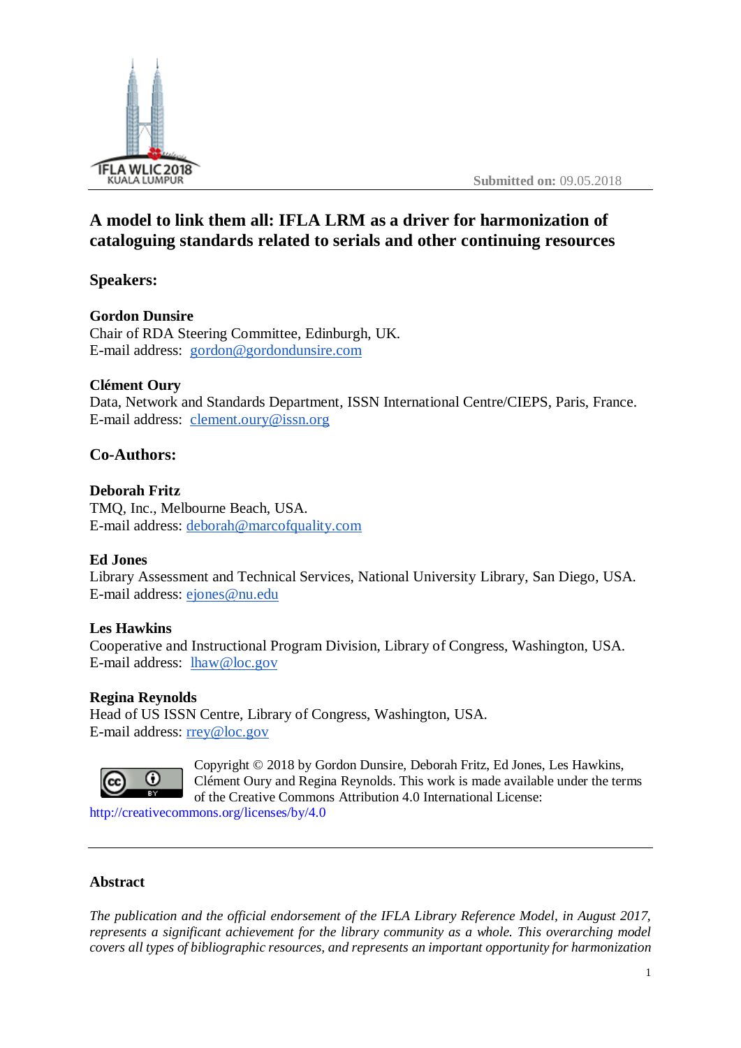Submitted on: 09.05.2018

# A model to link them all: IFLA LRM as a driver for harmonization of cataloguing standards related to serials and other continuing resources

## Speakers:

**Gordon Dunsire**
Chair of RDA Steering Committee, Edinburgh, UK.
E-mail address: gordon@gordondunsire.com

**Clément Oury**
Data, Network and Standards Department, ISSN International Centre/CIEPS, Paris, France.
E-mail address: clement.oury@issn.org

## Co-Authors:

**Deborah Fritz**
TMQ, Inc., Melbourne Beach, USA.
E-mail address: deborah@marcofquality.com

**Ed Jones**
Library Assessment and Technical Services, National University Library, San Diego, USA.
E-mail address: ejones@nu.edu

**Les Hawkins**
Cooperative and Instructional Program Division, Library of Congress, Washington, USA.
E-mail address: lhaw@loc.gov

**Regina Reynolds**
Head of US ISSN Centre, Library of Congress, Washington, USA.
E-mail address: rrey@loc.gov

Copyright © 2018 by Gordon Dunsire, Deborah Fritz, Ed Jones, Les Hawkins, Clément Oury and Regina Reynolds. This work is made available under the terms of the Creative Commons Attribution 4.0 International License: http://creativecommons.org/licenses/by/4.0

---

## Abstract

*The publication and the official endorsement of the IFLA Library Reference Model, in August 2017, represents a significant achievement for the library community as a whole. This overarching model covers all types of bibliographic resources, and represents an important opportunity for harmonization*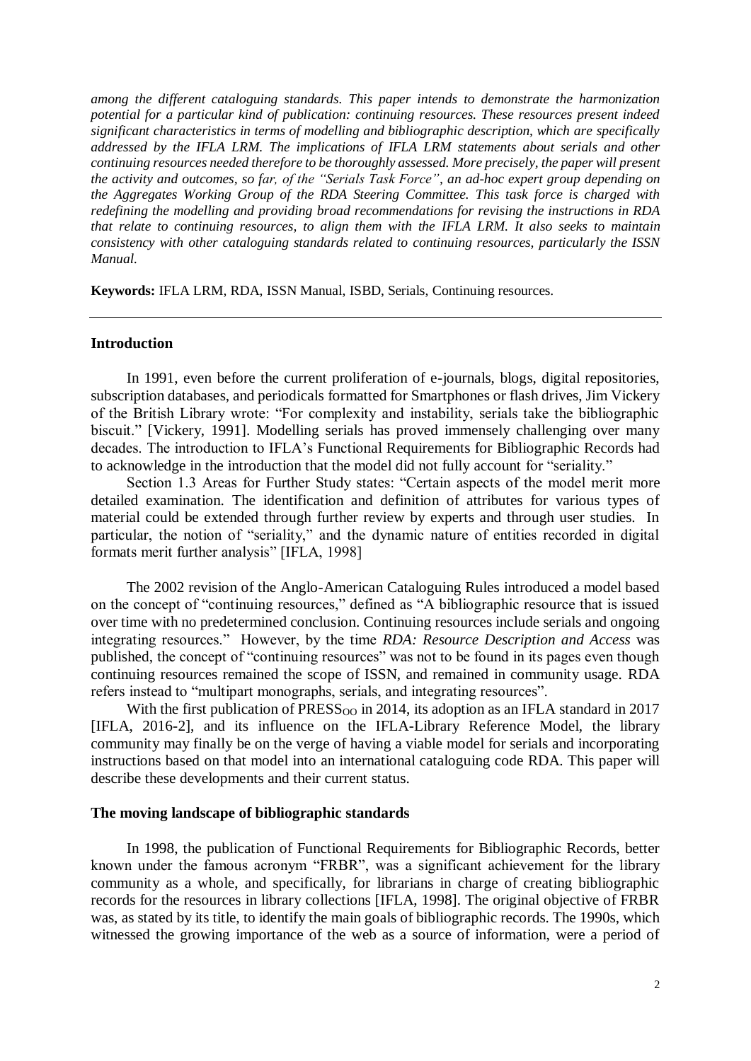*among the different cataloguing standards. This paper intends to demonstrate the harmonization potential for a particular kind of publication: continuing resources. These resources present indeed significant characteristics in terms of modelling and bibliographic description, which are specifically addressed by the IFLA LRM. The implications of IFLA LRM statements about serials and other continuing resources needed therefore to be thoroughly assessed. More precisely, the paper will present the activity and outcomes, so far, of the "Serials Task Force", an ad-hoc expert group depending on the Aggregates Working Group of the RDA Steering Committee. This task force is charged with redefining the modelling and providing broad recommendations for revising the instructions in RDA that relate to continuing resources, to align them with the IFLA LRM. It also seeks to maintain consistency with other cataloguing standards related to continuing resources, particularly the ISSN Manual.*

**Keywords:** IFLA LRM, RDA, ISSN Manual, ISBD, Serials, Continuing resources.

---

## Introduction

In 1991, even before the current proliferation of e-journals, blogs, digital repositories, subscription databases, and periodicals formatted for Smartphones or flash drives, Jim Vickery of the British Library wrote: "For complexity and instability, serials take the bibliographic biscuit." [Vickery, 1991]. Modelling serials has proved immensely challenging over many decades. The introduction to IFLA's Functional Requirements for Bibliographic Records had to acknowledge in the introduction that the model did not fully account for "seriality."

Section 1.3 Areas for Further Study states: "Certain aspects of the model merit more detailed examination. The identification and definition of attributes for various types of material could be extended through further review by experts and through user studies. In particular, the notion of "seriality," and the dynamic nature of entities recorded in digital formats merit further analysis" [IFLA, 1998]

The 2002 revision of the Anglo-American Cataloguing Rules introduced a model based on the concept of "continuing resources," defined as "A bibliographic resource that is issued over time with no predetermined conclusion. Continuing resources include serials and ongoing integrating resources." However, by the time *RDA: Resource Description and Access* was published, the concept of "continuing resources" was not to be found in its pages even though continuing resources remained the scope of ISSN, and remained in community usage. RDA refers instead to "multipart monographs, serials, and integrating resources".

With the first publication of $\text{PRESS}_{\text{OO}}$ in 2014, its adoption as an IFLA standard in 2017 [IFLA, 2016-2], and its influence on the IFLA-Library Reference Model, the library community may finally be on the verge of having a viable model for serials and incorporating instructions based on that model into an international cataloguing code RDA. This paper will describe these developments and their current status.

## The moving landscape of bibliographic standards

In 1998, the publication of Functional Requirements for Bibliographic Records, better known under the famous acronym "FRBR", was a significant achievement for the library community as a whole, and specifically, for librarians in charge of creating bibliographic records for the resources in library collections [IFLA, 1998]. The original objective of FRBR was, as stated by its title, to identify the main goals of bibliographic records. The 1990s, which witnessed the growing importance of the web as a source of information, were a period of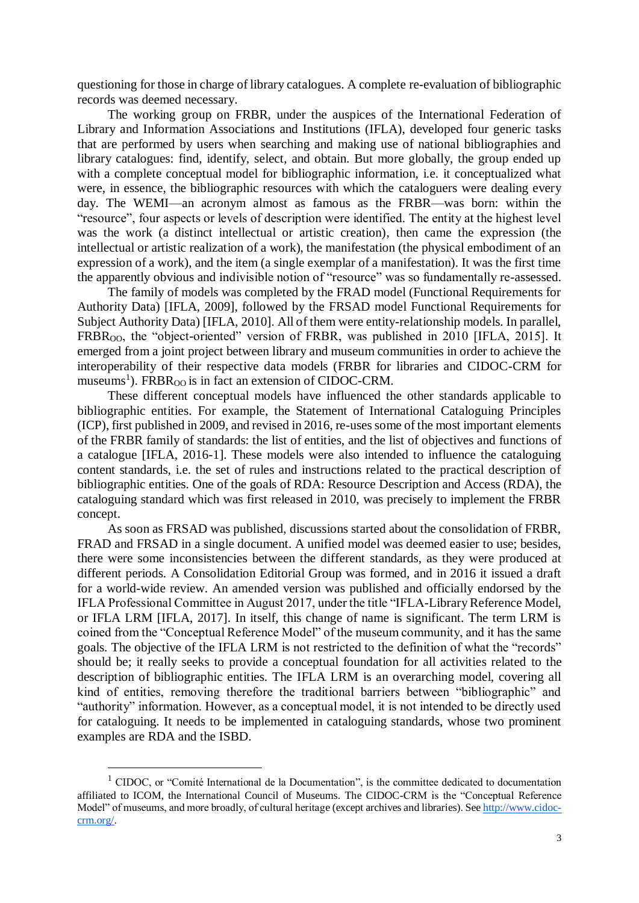questioning for those in charge of library catalogues. A complete re-evaluation of bibliographic records was deemed necessary.

The working group on FRBR, under the auspices of the International Federation of Library and Information Associations and Institutions (IFLA), developed four generic tasks that are performed by users when searching and making use of national bibliographies and library catalogues: find, identify, select, and obtain. But more globally, the group ended up with a complete conceptual model for bibliographic information, i.e. it conceptualized what were, in essence, the bibliographic resources with which the cataloguers were dealing every day. The WEMI—an acronym almost as famous as the FRBR—was born: within the "resource", four aspects or levels of description were identified. The entity at the highest level was the work (a distinct intellectual or artistic creation), then came the expression (the intellectual or artistic realization of a work), the manifestation (the physical embodiment of an expression of a work), and the item (a single exemplar of a manifestation). It was the first time the apparently obvious and indivisible notion of "resource" was so fundamentally re-assessed.

The family of models was completed by the FRAD model (Functional Requirements for Authority Data) [IFLA, 2009], followed by the FRSAD model Functional Requirements for Subject Authority Data) [IFLA, 2010]. All of them were entity-relationship models. In parallel, $\text{FRBR}_{\text{OO}}$, the "object-oriented" version of FRBR, was published in 2010 [IFLA, 2015]. It emerged from a joint project between library and museum communities in order to achieve the interoperability of their respective data models (FRBR for libraries and CIDOC-CRM for museums[1]). $\text{FRBR}_{\text{OO}}$ is in fact an extension of CIDOC-CRM.

These different conceptual models have influenced the other standards applicable to bibliographic entities. For example, the Statement of International Cataloguing Principles (ICP), first published in 2009, and revised in 2016, re-uses some of the most important elements of the FRBR family of standards: the list of entities, and the list of objectives and functions of a catalogue [IFLA, 2016-1]. These models were also intended to influence the cataloguing content standards, i.e. the set of rules and instructions related to the practical description of bibliographic entities. One of the goals of RDA: Resource Description and Access (RDA), the cataloguing standard which was first released in 2010, was precisely to implement the FRBR concept.

As soon as FRSAD was published, discussions started about the consolidation of FRBR, FRAD and FRSAD in a single document. A unified model was deemed easier to use; besides, there were some inconsistencies between the different standards, as they were produced at different periods. A Consolidation Editorial Group was formed, and in 2016 it issued a draft for a world-wide review. An amended version was published and officially endorsed by the IFLA Professional Committee in August 2017, under the title "IFLA-Library Reference Model, or IFLA LRM [IFLA, 2017]. In itself, this change of name is significant. The term LRM is coined from the "Conceptual Reference Model" of the museum community, and it has the same goals. The objective of the IFLA LRM is not restricted to the definition of what the "records" should be; it really seeks to provide a conceptual foundation for all activities related to the description of bibliographic entities. The IFLA LRM is an overarching model, covering all kind of entities, removing therefore the traditional barriers between "bibliographic" and "authority" information. However, as a conceptual model, it is not intended to be directly used for cataloguing. It needs to be implemented in cataloguing standards, whose two prominent examples are RDA and the ISBD.

---

[1] CIDOC, or "Comité International de la Documentation", is the committee dedicated to documentation affiliated to ICOM, the International Council of Museums. The CIDOC-CRM is the "Conceptual Reference Model" of museums, and more broadly, of cultural heritage (except archives and libraries). See http://www.cidoc-crm.org/.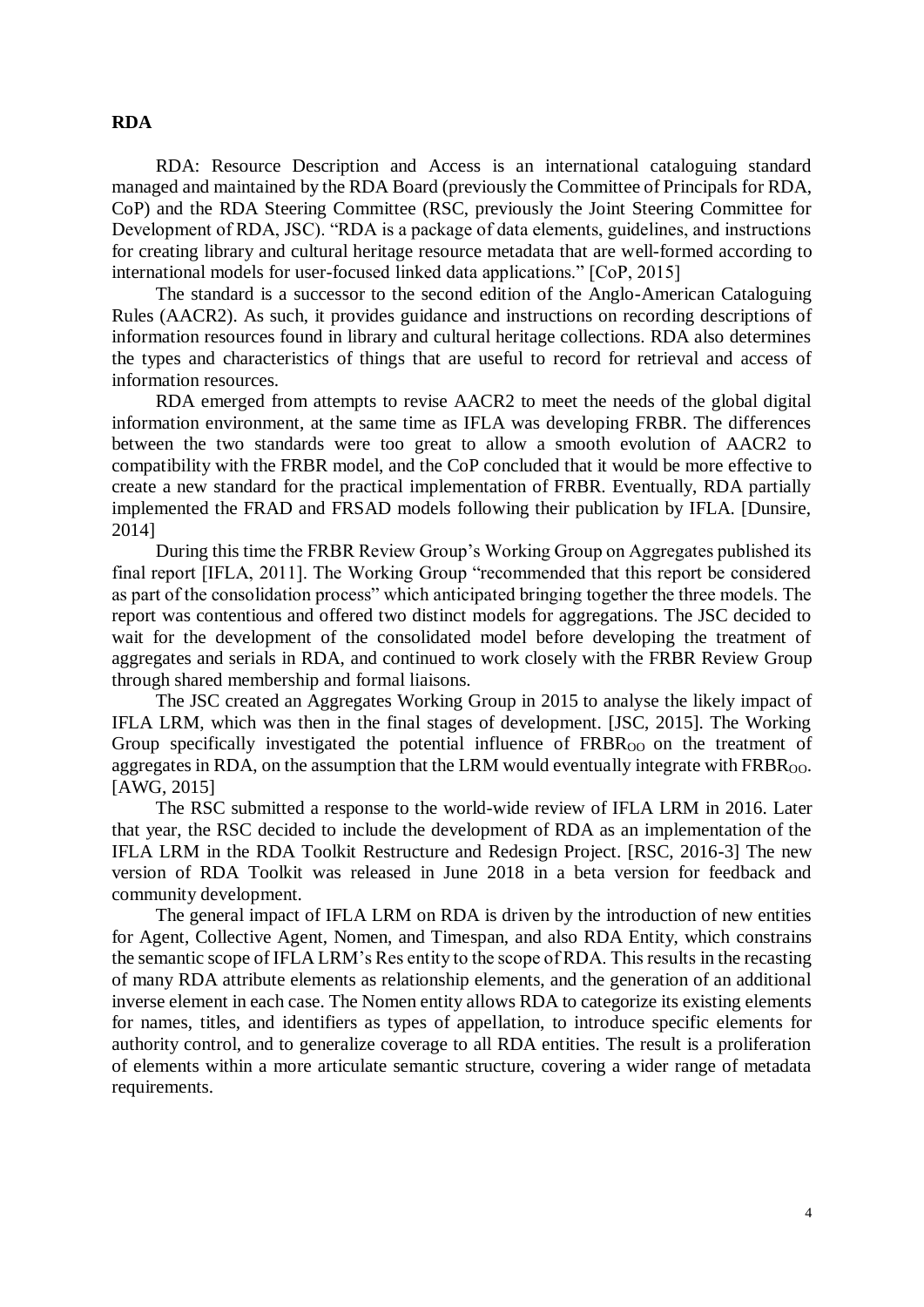## RDA

RDA: Resource Description and Access is an international cataloguing standard managed and maintained by the RDA Board (previously the Committee of Principals for RDA, CoP) and the RDA Steering Committee (RSC, previously the Joint Steering Committee for Development of RDA, JSC). "RDA is a package of data elements, guidelines, and instructions for creating library and cultural heritage resource metadata that are well-formed according to international models for user-focused linked data applications." [CoP, 2015]

The standard is a successor to the second edition of the Anglo-American Cataloguing Rules (AACR2). As such, it provides guidance and instructions on recording descriptions of information resources found in library and cultural heritage collections. RDA also determines the types and characteristics of things that are useful to record for retrieval and access of information resources.

RDA emerged from attempts to revise AACR2 to meet the needs of the global digital information environment, at the same time as IFLA was developing FRBR. The differences between the two standards were too great to allow a smooth evolution of AACR2 to compatibility with the FRBR model, and the CoP concluded that it would be more effective to create a new standard for the practical implementation of FRBR. Eventually, RDA partially implemented the FRAD and FRSAD models following their publication by IFLA. [Dunsire, 2014]

During this time the FRBR Review Group's Working Group on Aggregates published its final report [IFLA, 2011]. The Working Group "recommended that this report be considered as part of the consolidation process" which anticipated bringing together the three models. The report was contentious and offered two distinct models for aggregations. The JSC decided to wait for the development of the consolidated model before developing the treatment of aggregates and serials in RDA, and continued to work closely with the FRBR Review Group through shared membership and formal liaisons.

The JSC created an Aggregates Working Group in 2015 to analyse the likely impact of IFLA LRM, which was then in the final stages of development. [JSC, 2015]. The Working Group specifically investigated the potential influence of $FRBR_{OO}$ on the treatment of aggregates in RDA, on the assumption that the LRM would eventually integrate with $FRBR_{OO}$. [AWG, 2015]

The RSC submitted a response to the world-wide review of IFLA LRM in 2016. Later that year, the RSC decided to include the development of RDA as an implementation of the IFLA LRM in the RDA Toolkit Restructure and Redesign Project. [RSC, 2016-3] The new version of RDA Toolkit was released in June 2018 in a beta version for feedback and community development.

The general impact of IFLA LRM on RDA is driven by the introduction of new entities for Agent, Collective Agent, Nomen, and Timespan, and also RDA Entity, which constrains the semantic scope of IFLA LRM's Res entity to the scope of RDA. This results in the recasting of many RDA attribute elements as relationship elements, and the generation of an additional inverse element in each case. The Nomen entity allows RDA to categorize its existing elements for names, titles, and identifiers as types of appellation, to introduce specific elements for authority control, and to generalize coverage to all RDA entities. The result is a proliferation of elements within a more articulate semantic structure, covering a wider range of metadata requirements.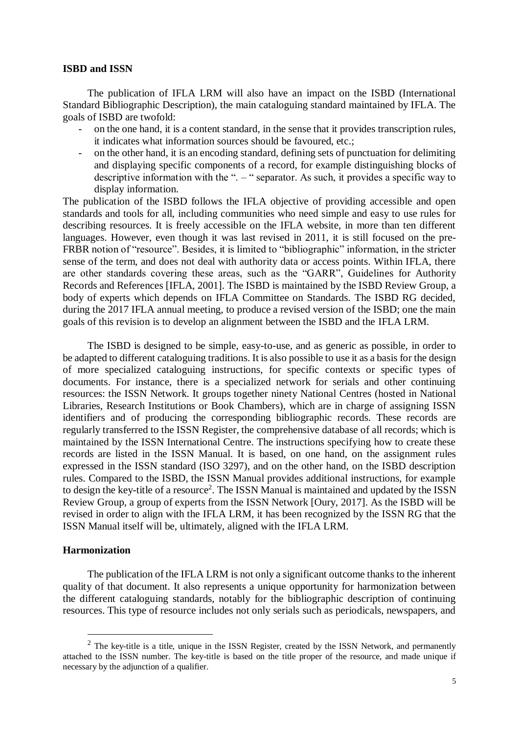**ISBD and ISSN**

The publication of IFLA LRM will also have an impact on the ISBD (International Standard Bibliographic Description), the main cataloguing standard maintained by IFLA. The goals of ISBD are twofold:

- on the one hand, it is a content standard, in the sense that it provides transcription rules, it indicates what information sources should be favoured, etc.;
- on the other hand, it is an encoding standard, defining sets of punctuation for delimiting and displaying specific components of a record, for example distinguishing blocks of descriptive information with the ". – " separator. As such, it provides a specific way to display information.

The publication of the ISBD follows the IFLA objective of providing accessible and open standards and tools for all, including communities who need simple and easy to use rules for describing resources. It is freely accessible on the IFLA website, in more than ten different languages. However, even though it was last revised in 2011, it is still focused on the pre-FRBR notion of "resource". Besides, it is limited to "bibliographic" information, in the stricter sense of the term, and does not deal with authority data or access points. Within IFLA, there are other standards covering these areas, such as the "GARR", Guidelines for Authority Records and References [IFLA, 2001]. The ISBD is maintained by the ISBD Review Group, a body of experts which depends on IFLA Committee on Standards. The ISBD RG decided, during the 2017 IFLA annual meeting, to produce a revised version of the ISBD; one the main goals of this revision is to develop an alignment between the ISBD and the IFLA LRM.

The ISBD is designed to be simple, easy-to-use, and as generic as possible, in order to be adapted to different cataloguing traditions. It is also possible to use it as a basis for the design of more specialized cataloguing instructions, for specific contexts or specific types of documents. For instance, there is a specialized network for serials and other continuing resources: the ISSN Network. It groups together ninety National Centres (hosted in National Libraries, Research Institutions or Book Chambers), which are in charge of assigning ISSN identifiers and of producing the corresponding bibliographic records. These records are regularly transferred to the ISSN Register, the comprehensive database of all records; which is maintained by the ISSN International Centre. The instructions specifying how to create these records are listed in the ISSN Manual. It is based, on one hand, on the assignment rules expressed in the ISSN standard (ISO 3297), and on the other hand, on the ISBD description rules. Compared to the ISBD, the ISSN Manual provides additional instructions, for example to design the key-title of a resource[2]. The ISSN Manual is maintained and updated by the ISSN Review Group, a group of experts from the ISSN Network [Oury, 2017]. As the ISBD will be revised in order to align with the IFLA LRM, it has been recognized by the ISSN RG that the ISSN Manual itself will be, ultimately, aligned with the IFLA LRM.

**Harmonization**

The publication of the IFLA LRM is not only a significant outcome thanks to the inherent quality of that document. It also represents a unique opportunity for harmonization between the different cataloguing standards, notably for the bibliographic description of continuing resources. This type of resource includes not only serials such as periodicals, newspapers, and

[2] The key-title is a title, unique in the ISSN Register, created by the ISSN Network, and permanently attached to the ISSN number. The key-title is based on the title proper of the resource, and made unique if necessary by the adjunction of a qualifier.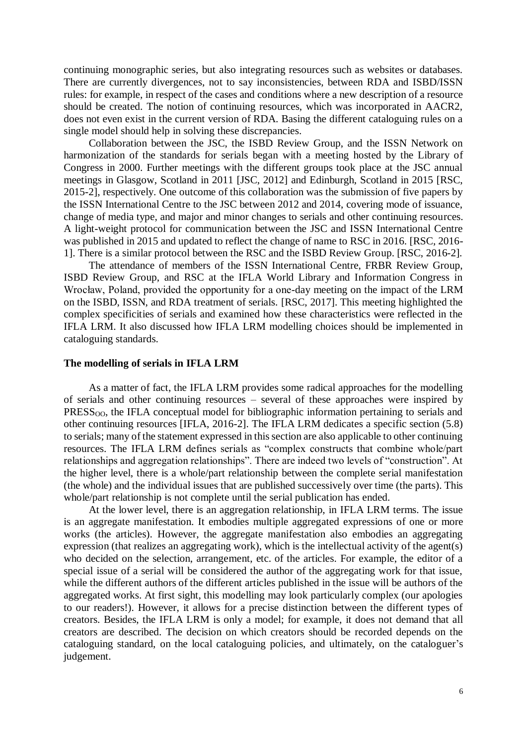continuing monographic series, but also integrating resources such as websites or databases. There are currently divergences, not to say inconsistencies, between RDA and ISBD/ISSN rules: for example, in respect of the cases and conditions where a new description of a resource should be created. The notion of continuing resources, which was incorporated in AACR2, does not even exist in the current version of RDA. Basing the different cataloguing rules on a single model should help in solving these discrepancies.

Collaboration between the JSC, the ISBD Review Group, and the ISSN Network on harmonization of the standards for serials began with a meeting hosted by the Library of Congress in 2000. Further meetings with the different groups took place at the JSC annual meetings in Glasgow, Scotland in 2011 [JSC, 2012] and Edinburgh, Scotland in 2015 [RSC, 2015-2], respectively. One outcome of this collaboration was the submission of five papers by the ISSN International Centre to the JSC between 2012 and 2014, covering mode of issuance, change of media type, and major and minor changes to serials and other continuing resources. A light-weight protocol for communication between the JSC and ISSN International Centre was published in 2015 and updated to reflect the change of name to RSC in 2016. [RSC, 2016-1]. There is a similar protocol between the RSC and the ISBD Review Group. [RSC, 2016-2].

The attendance of members of the ISSN International Centre, FRBR Review Group, ISBD Review Group, and RSC at the IFLA World Library and Information Congress in Wrocław, Poland, provided the opportunity for a one-day meeting on the impact of the LRM on the ISBD, ISSN, and RDA treatment of serials. [RSC, 2017]. This meeting highlighted the complex specificities of serials and examined how these characteristics were reflected in the IFLA LRM. It also discussed how IFLA LRM modelling choices should be implemented in cataloguing standards.

**The modelling of serials in IFLA LRM**

As a matter of fact, the IFLA LRM provides some radical approaches for the modelling of serials and other continuing resources – several of these approaches were inspired by $\text{PRESS}_{\text{OO}}$, the IFLA conceptual model for bibliographic information pertaining to serials and other continuing resources [IFLA, 2016-2]. The IFLA LRM dedicates a specific section (5.8) to serials; many of the statement expressed in this section are also applicable to other continuing resources. The IFLA LRM defines serials as "complex constructs that combine whole/part relationships and aggregation relationships". There are indeed two levels of "construction". At the higher level, there is a whole/part relationship between the complete serial manifestation (the whole) and the individual issues that are published successively over time (the parts). This whole/part relationship is not complete until the serial publication has ended.

At the lower level, there is an aggregation relationship, in IFLA LRM terms. The issue is an aggregate manifestation. It embodies multiple aggregated expressions of one or more works (the articles). However, the aggregate manifestation also embodies an aggregating expression (that realizes an aggregating work), which is the intellectual activity of the agent(s) who decided on the selection, arrangement, etc. of the articles. For example, the editor of a special issue of a serial will be considered the author of the aggregating work for that issue, while the different authors of the different articles published in the issue will be authors of the aggregated works. At first sight, this modelling may look particularly complex (our apologies to our readers!). However, it allows for a precise distinction between the different types of creators. Besides, the IFLA LRM is only a model; for example, it does not demand that all creators are described. The decision on which creators should be recorded depends on the cataloguing standard, on the local cataloguing policies, and ultimately, on the cataloguer's judgement.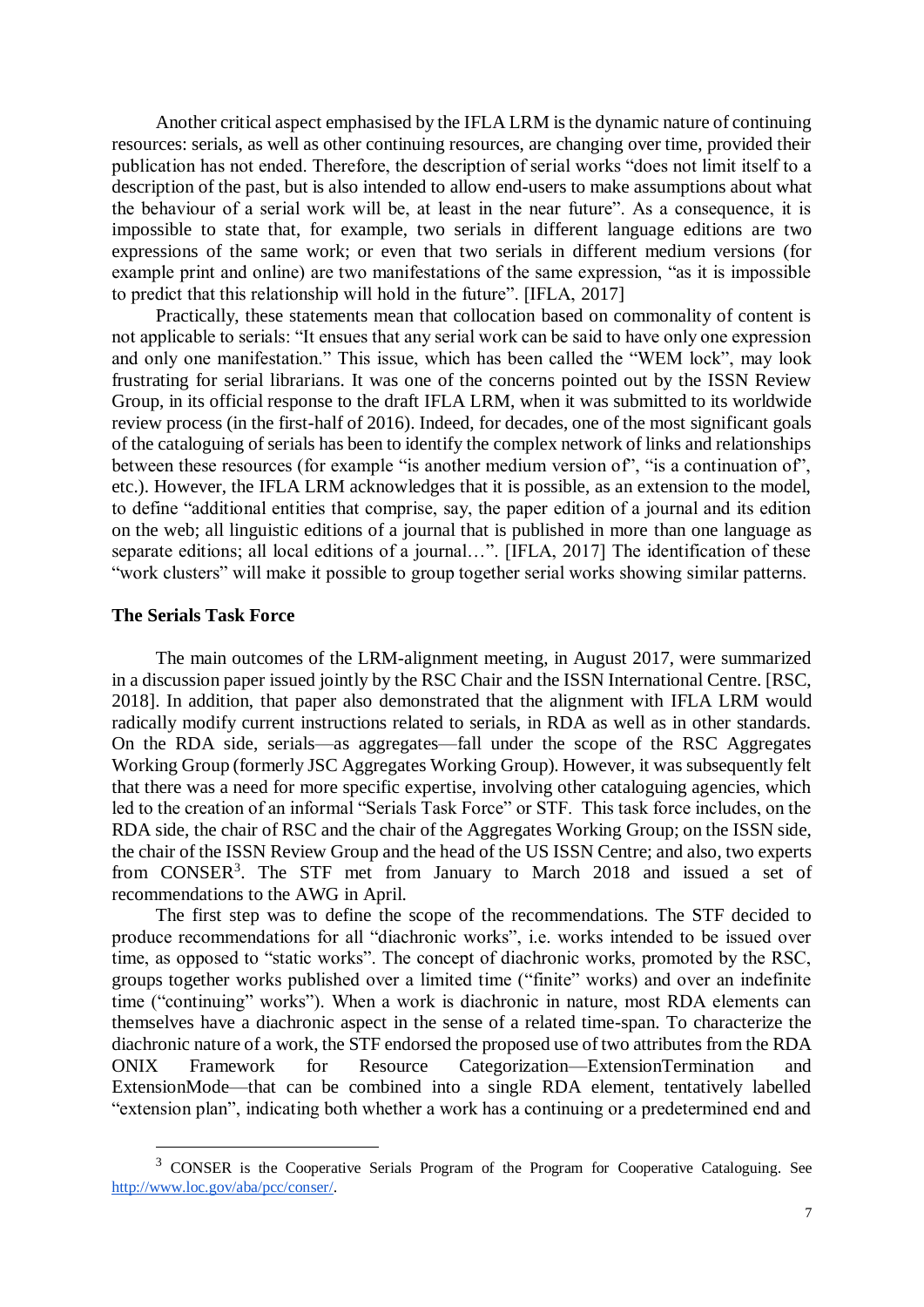Another critical aspect emphasised by the IFLA LRM is the dynamic nature of continuing resources: serials, as well as other continuing resources, are changing over time, provided their publication has not ended. Therefore, the description of serial works "does not limit itself to a description of the past, but is also intended to allow end-users to make assumptions about what the behaviour of a serial work will be, at least in the near future". As a consequence, it is impossible to state that, for example, two serials in different language editions are two expressions of the same work; or even that two serials in different medium versions (for example print and online) are two manifestations of the same expression, "as it is impossible to predict that this relationship will hold in the future". [IFLA, 2017]

Practically, these statements mean that collocation based on commonality of content is not applicable to serials: "It ensues that any serial work can be said to have only one expression and only one manifestation." This issue, which has been called the "WEM lock", may look frustrating for serial librarians. It was one of the concerns pointed out by the ISSN Review Group, in its official response to the draft IFLA LRM, when it was submitted to its worldwide review process (in the first-half of 2016). Indeed, for decades, one of the most significant goals of the cataloguing of serials has been to identify the complex network of links and relationships between these resources (for example "is another medium version of", "is a continuation of", etc.). However, the IFLA LRM acknowledges that it is possible, as an extension to the model, to define "additional entities that comprise, say, the paper edition of a journal and its edition on the web; all linguistic editions of a journal that is published in more than one language as separate editions; all local editions of a journal…". [IFLA, 2017] The identification of these "work clusters" will make it possible to group together serial works showing similar patterns.

**The Serials Task Force**

The main outcomes of the LRM-alignment meeting, in August 2017, were summarized in a discussion paper issued jointly by the RSC Chair and the ISSN International Centre. [RSC, 2018]. In addition, that paper also demonstrated that the alignment with IFLA LRM would radically modify current instructions related to serials, in RDA as well as in other standards. On the RDA side, serials—as aggregates—fall under the scope of the RSC Aggregates Working Group (formerly JSC Aggregates Working Group). However, it was subsequently felt that there was a need for more specific expertise, involving other cataloguing agencies, which led to the creation of an informal "Serials Task Force" or STF. This task force includes, on the RDA side, the chair of RSC and the chair of the Aggregates Working Group; on the ISSN side, the chair of the ISSN Review Group and the head of the US ISSN Centre; and also, two experts from CONSER[3]. The STF met from January to March 2018 and issued a set of recommendations to the AWG in April.

The first step was to define the scope of the recommendations. The STF decided to produce recommendations for all "diachronic works", i.e. works intended to be issued over time, as opposed to "static works". The concept of diachronic works, promoted by the RSC, groups together works published over a limited time ("finite" works) and over an indefinite time ("continuing" works"). When a work is diachronic in nature, most RDA elements can themselves have a diachronic aspect in the sense of a related time-span. To characterize the diachronic nature of a work, the STF endorsed the proposed use of two attributes from the RDA ONIX Framework for Resource Categorization—ExtensionTermination and ExtensionMode—that can be combined into a single RDA element, tentatively labelled "extension plan", indicating both whether a work has a continuing or a predetermined end and

---

[3] CONSER is the Cooperative Serials Program of the Program for Cooperative Cataloguing. See http://www.loc.gov/aba/pcc/conser/.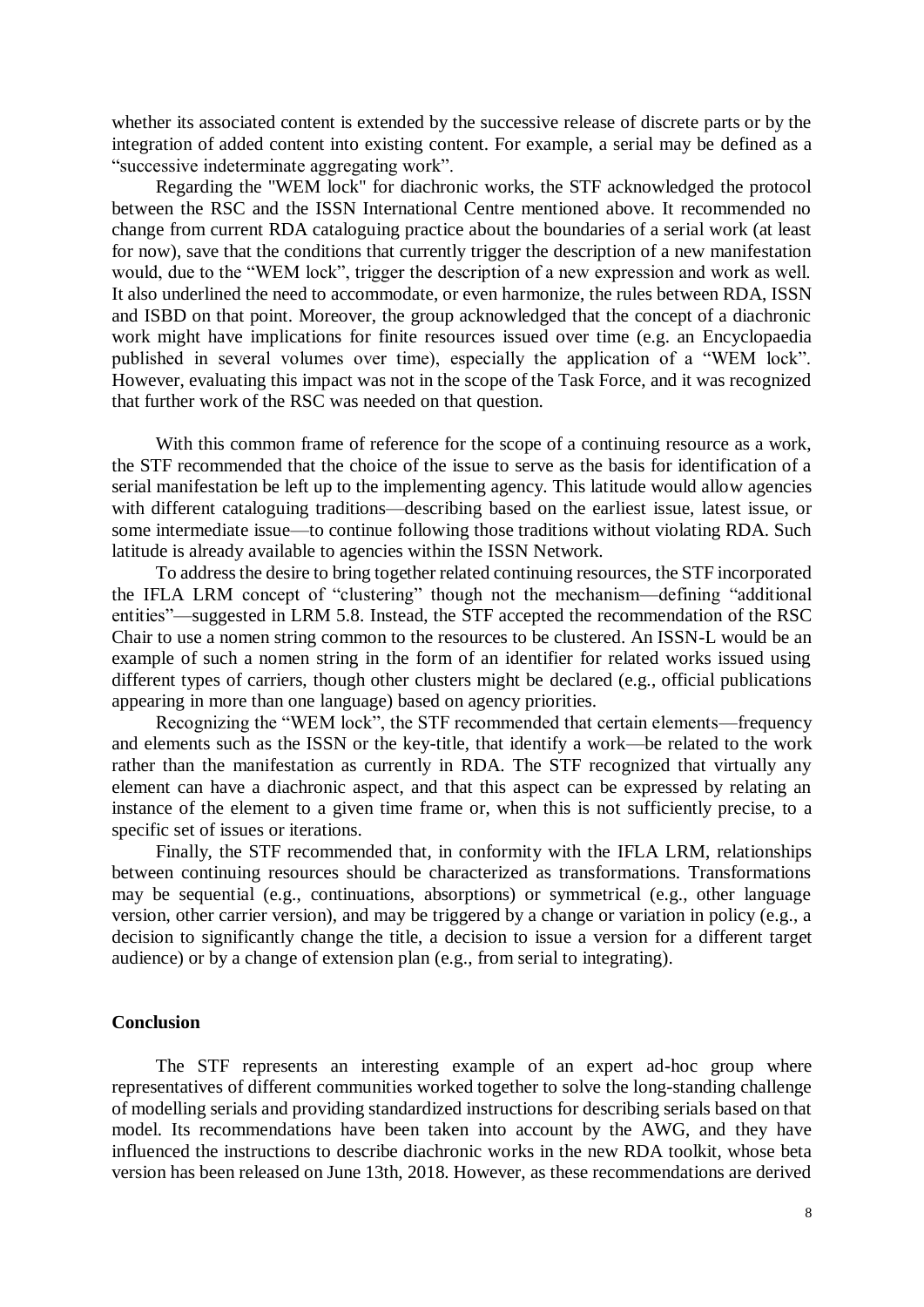whether its associated content is extended by the successive release of discrete parts or by the integration of added content into existing content. For example, a serial may be defined as a "successive indeterminate aggregating work".

Regarding the "WEM lock" for diachronic works, the STF acknowledged the protocol between the RSC and the ISSN International Centre mentioned above. It recommended no change from current RDA cataloguing practice about the boundaries of a serial work (at least for now), save that the conditions that currently trigger the description of a new manifestation would, due to the "WEM lock", trigger the description of a new expression and work as well. It also underlined the need to accommodate, or even harmonize, the rules between RDA, ISSN and ISBD on that point. Moreover, the group acknowledged that the concept of a diachronic work might have implications for finite resources issued over time (e.g. an Encyclopaedia published in several volumes over time), especially the application of a "WEM lock". However, evaluating this impact was not in the scope of the Task Force, and it was recognized that further work of the RSC was needed on that question.

With this common frame of reference for the scope of a continuing resource as a work, the STF recommended that the choice of the issue to serve as the basis for identification of a serial manifestation be left up to the implementing agency. This latitude would allow agencies with different cataloguing traditions—describing based on the earliest issue, latest issue, or some intermediate issue—to continue following those traditions without violating RDA. Such latitude is already available to agencies within the ISSN Network.

To address the desire to bring together related continuing resources, the STF incorporated the IFLA LRM concept of "clustering" though not the mechanism—defining "additional entities"—suggested in LRM 5.8. Instead, the STF accepted the recommendation of the RSC Chair to use a nomen string common to the resources to be clustered. An ISSN-L would be an example of such a nomen string in the form of an identifier for related works issued using different types of carriers, though other clusters might be declared (e.g., official publications appearing in more than one language) based on agency priorities.

Recognizing the "WEM lock", the STF recommended that certain elements—frequency and elements such as the ISSN or the key-title, that identify a work—be related to the work rather than the manifestation as currently in RDA. The STF recognized that virtually any element can have a diachronic aspect, and that this aspect can be expressed by relating an instance of the element to a given time frame or, when this is not sufficiently precise, to a specific set of issues or iterations.

Finally, the STF recommended that, in conformity with the IFLA LRM, relationships between continuing resources should be characterized as transformations. Transformations may be sequential (e.g., continuations, absorptions) or symmetrical (e.g., other language version, other carrier version), and may be triggered by a change or variation in policy (e.g., a decision to significantly change the title, a decision to issue a version for a different target audience) or by a change of extension plan (e.g., from serial to integrating).

**Conclusion**

The STF represents an interesting example of an expert ad-hoc group where representatives of different communities worked together to solve the long-standing challenge of modelling serials and providing standardized instructions for describing serials based on that model. Its recommendations have been taken into account by the AWG, and they have influenced the instructions to describe diachronic works in the new RDA toolkit, whose beta version has been released on June 13th, 2018. However, as these recommendations are derived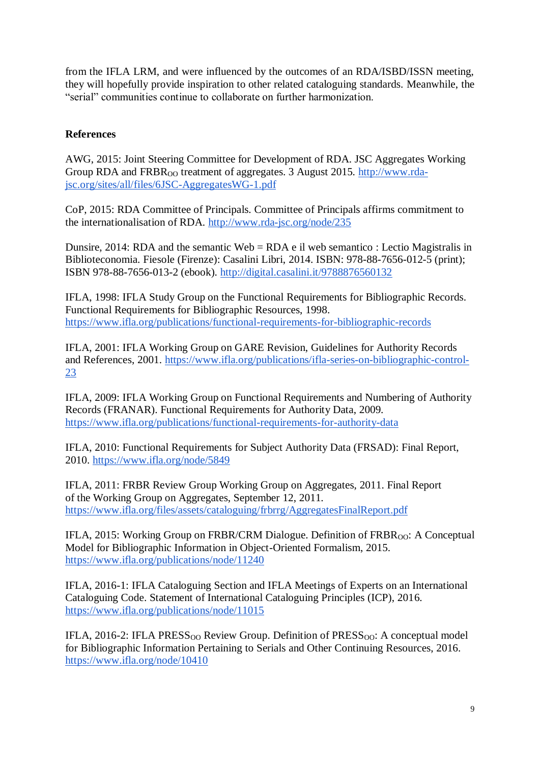from the IFLA LRM, and were influenced by the outcomes of an RDA/ISBD/ISSN meeting, they will hopefully provide inspiration to other related cataloguing standards. Meanwhile, the “serial” communities continue to collaborate on further harmonization.

**References**

AWG, 2015: Joint Steering Committee for Development of RDA. JSC Aggregates Working Group RDA and FRBR$_{OO}$ treatment of aggregates. 3 August 2015. http://www.rda-jsc.org/sites/all/files/6JSC-AggregatesWG-1.pdf

CoP, 2015: RDA Committee of Principals. Committee of Principals affirms commitment to the internationalisation of RDA. http://www.rda-jsc.org/node/235

Dunsire, 2014: RDA and the semantic Web = RDA e il web semantico : Lectio Magistralis in Biblioteconomia. Fiesole (Firenze): Casalini Libri, 2014. ISBN: 978-88-7656-012-5 (print); ISBN 978-88-7656-013-2 (ebook). http://digital.casalini.it/9788876560132

IFLA, 1998: IFLA Study Group on the Functional Requirements for Bibliographic Records. Functional Requirements for Bibliographic Resources, 1998. https://www.ifla.org/publications/functional-requirements-for-bibliographic-records

IFLA, 2001: IFLA Working Group on GARE Revision, Guidelines for Authority Records and References, 2001. https://www.ifla.org/publications/ifla-series-on-bibliographic-control-23

IFLA, 2009: IFLA Working Group on Functional Requirements and Numbering of Authority Records (FRANAR). Functional Requirements for Authority Data, 2009. https://www.ifla.org/publications/functional-requirements-for-authority-data

IFLA, 2010: Functional Requirements for Subject Authority Data (FRSAD): Final Report, 2010. https://www.ifla.org/node/5849

IFLA, 2011: FRBR Review Group Working Group on Aggregates, 2011. Final Report of the Working Group on Aggregates, September 12, 2011. https://www.ifla.org/files/assets/cataloguing/frbrrg/AggregatesFinalReport.pdf

IFLA, 2015: Working Group on FRBR/CRM Dialogue. Definition of FRBR$_{OO}$: A Conceptual Model for Bibliographic Information in Object-Oriented Formalism, 2015. https://www.ifla.org/publications/node/11240

IFLA, 2016-1: IFLA Cataloguing Section and IFLA Meetings of Experts on an International Cataloguing Code. Statement of International Cataloguing Principles (ICP), 2016. https://www.ifla.org/publications/node/11015

IFLA, 2016-2: IFLA PRESS$_{OO}$ Review Group. Definition of PRESS$_{OO}$: A conceptual model for Bibliographic Information Pertaining to Serials and Other Continuing Resources, 2016. https://www.ifla.org/node/10410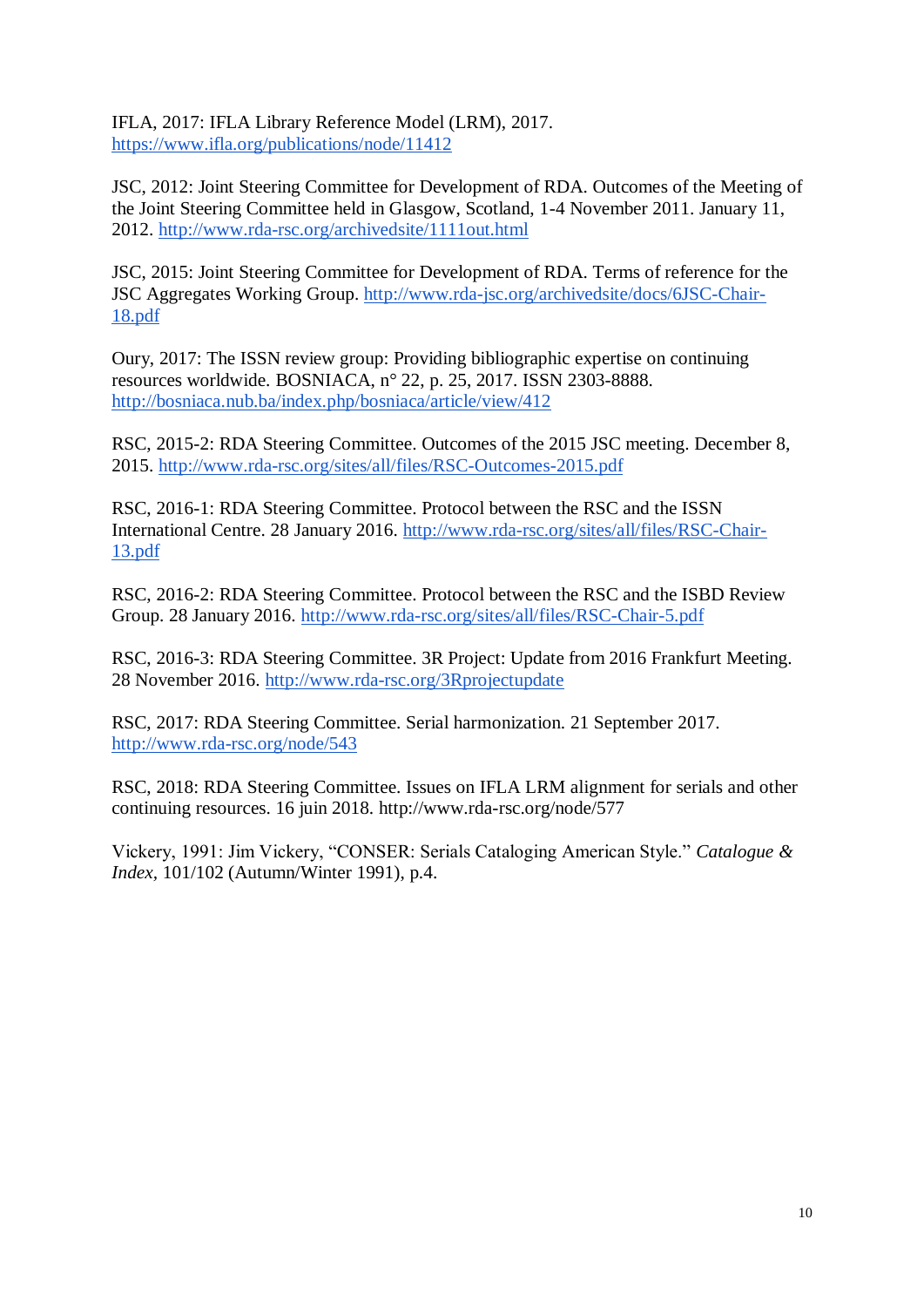IFLA, 2017: IFLA Library Reference Model (LRM), 2017. https://www.ifla.org/publications/node/11412

JSC, 2012: Joint Steering Committee for Development of RDA. Outcomes of the Meeting of the Joint Steering Committee held in Glasgow, Scotland, 1-4 November 2011. January 11, 2012. http://www.rda-rsc.org/archivedsite/1111out.html

JSC, 2015: Joint Steering Committee for Development of RDA. Terms of reference for the JSC Aggregates Working Group. http://www.rda-jsc.org/archivedsite/docs/6JSC-Chair-18.pdf

Oury, 2017: The ISSN review group: Providing bibliographic expertise on continuing resources worldwide. BOSNIACA, n° 22, p. 25, 2017. ISSN 2303-8888. http://bosniaca.nub.ba/index.php/bosniaca/article/view/412

RSC, 2015-2: RDA Steering Committee. Outcomes of the 2015 JSC meeting. December 8, 2015. http://www.rda-rsc.org/sites/all/files/RSC-Outcomes-2015.pdf

RSC, 2016-1: RDA Steering Committee. Protocol between the RSC and the ISSN International Centre. 28 January 2016. http://www.rda-rsc.org/sites/all/files/RSC-Chair-13.pdf

RSC, 2016-2: RDA Steering Committee. Protocol between the RSC and the ISBD Review Group. 28 January 2016. http://www.rda-rsc.org/sites/all/files/RSC-Chair-5.pdf

RSC, 2016-3: RDA Steering Committee. 3R Project: Update from 2016 Frankfurt Meeting. 28 November 2016. http://www.rda-rsc.org/3Rprojectupdate

RSC, 2017: RDA Steering Committee. Serial harmonization. 21 September 2017. http://www.rda-rsc.org/node/543

RSC, 2018: RDA Steering Committee. Issues on IFLA LRM alignment for serials and other continuing resources. 16 juin 2018. http://www.rda-rsc.org/node/577

Vickery, 1991: Jim Vickery, "CONSER: Serials Cataloging American Style." *Catalogue & Index*, 101/102 (Autumn/Winter 1991), p.4.